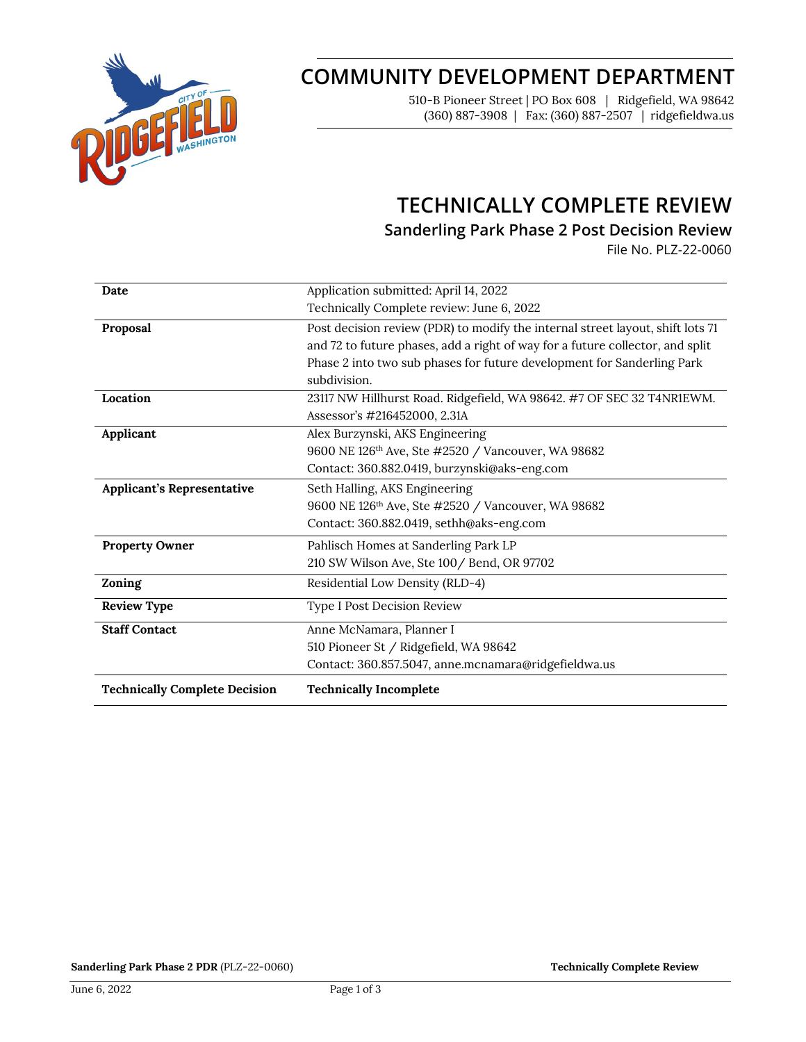# COMMUNITY DEVELOPMENT DEPARTMENT

510-B Pioneer Street | PO Box 608 | Ridgefield, WA 98642
(360) 887-3908 | Fax: (360) 887-2507 | ridgefieldwa.us

# TECHNICALLY COMPLETE REVIEW

## Sanderling Park Phase 2 Post Decision Review

File No. PLZ-22-0060

| | |
|---|---|
| **Date** | Application submitted: April 14, 2022<br>Technically Complete review: June 6, 2022 |
| **Proposal** | Post decision review (PDR) to modify the internal street layout, shift lots 71 and 72 to future phases, add a right of way for a future collector, and split Phase 2 into two sub phases for future development for Sanderling Park subdivision. |
| **Location** | 23117 NW Hillhurst Road. Ridgefield, WA 98642. #7 OF SEC 32 T4NR1EWM.<br>Assessor's #216452000, 2.31A |
| **Applicant** | Alex Burzynski, AKS Engineering<br>9600 NE 126th Ave, Ste #2520 / Vancouver, WA 98682<br>Contact: 360.882.0419, burzynski@aks-eng.com |
| **Applicant's Representative** | Seth Halling, AKS Engineering<br>9600 NE 126th Ave, Ste #2520 / Vancouver, WA 98682<br>Contact: 360.882.0419, sethh@aks-eng.com |
| **Property Owner** | Pahlisch Homes at Sanderling Park LP<br>210 SW Wilson Ave, Ste 100/ Bend, OR 97702 |
| **Zoning** | Residential Low Density (RLD-4) |
| **Review Type** | Type I Post Decision Review |
| **Staff Contact** | Anne McNamara, Planner I<br>510 Pioneer St / Ridgefield, WA 98642<br>Contact: 360.857.5047, anne.mcnamara@ridgefieldwa.us |
| **Technically Complete Decision** | **Technically Incomplete** |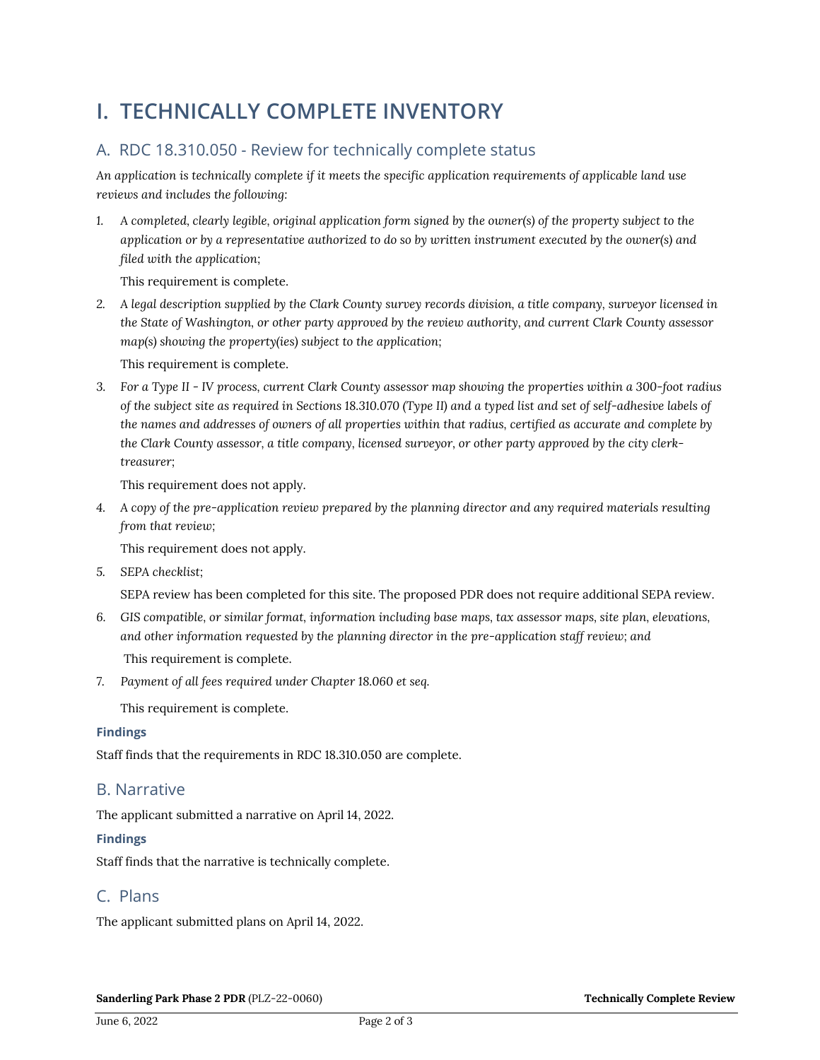# I. TECHNICALLY COMPLETE INVENTORY

## A. RDC 18.310.050 - Review for technically complete status

*An application is technically complete if it meets the specific application requirements of applicable land use reviews and includes the following:*

1. *A completed, clearly legible, original application form signed by the owner(s) of the property subject to the application or by a representative authorized to do so by written instrument executed by the owner(s) and filed with the application;*

   This requirement is complete.

2. *A legal description supplied by the Clark County survey records division, a title company, surveyor licensed in the State of Washington, or other party approved by the review authority, and current Clark County assessor map(s) showing the property(ies) subject to the application;*

   This requirement is complete.

3. *For a Type II - IV process, current Clark County assessor map showing the properties within a 300-foot radius of the subject site as required in Sections 18.310.070 (Type II) and a typed list and set of self-adhesive labels of the names and addresses of owners of all properties within that radius, certified as accurate and complete by the Clark County assessor, a title company, licensed surveyor, or other party approved by the city clerk-treasurer;*

   This requirement does not apply.

4. *A copy of the pre-application review prepared by the planning director and any required materials resulting from that review;*

   This requirement does not apply.

5. *SEPA checklist;*

   SEPA review has been completed for this site. The proposed PDR does not require additional SEPA review.

6. *GIS compatible, or similar format, information including base maps, tax assessor maps, site plan, elevations, and other information requested by the planning director in the pre-application staff review; and*

   This requirement is complete.

7. *Payment of all fees required under Chapter 18.060 et seq.*

   This requirement is complete.

**Findings**

Staff finds that the requirements in RDC 18.310.050 are complete.

## B. Narrative

The applicant submitted a narrative on April 14, 2022.

**Findings**

Staff finds that the narrative is technically complete.

## C. Plans

The applicant submitted plans on April 14, 2022.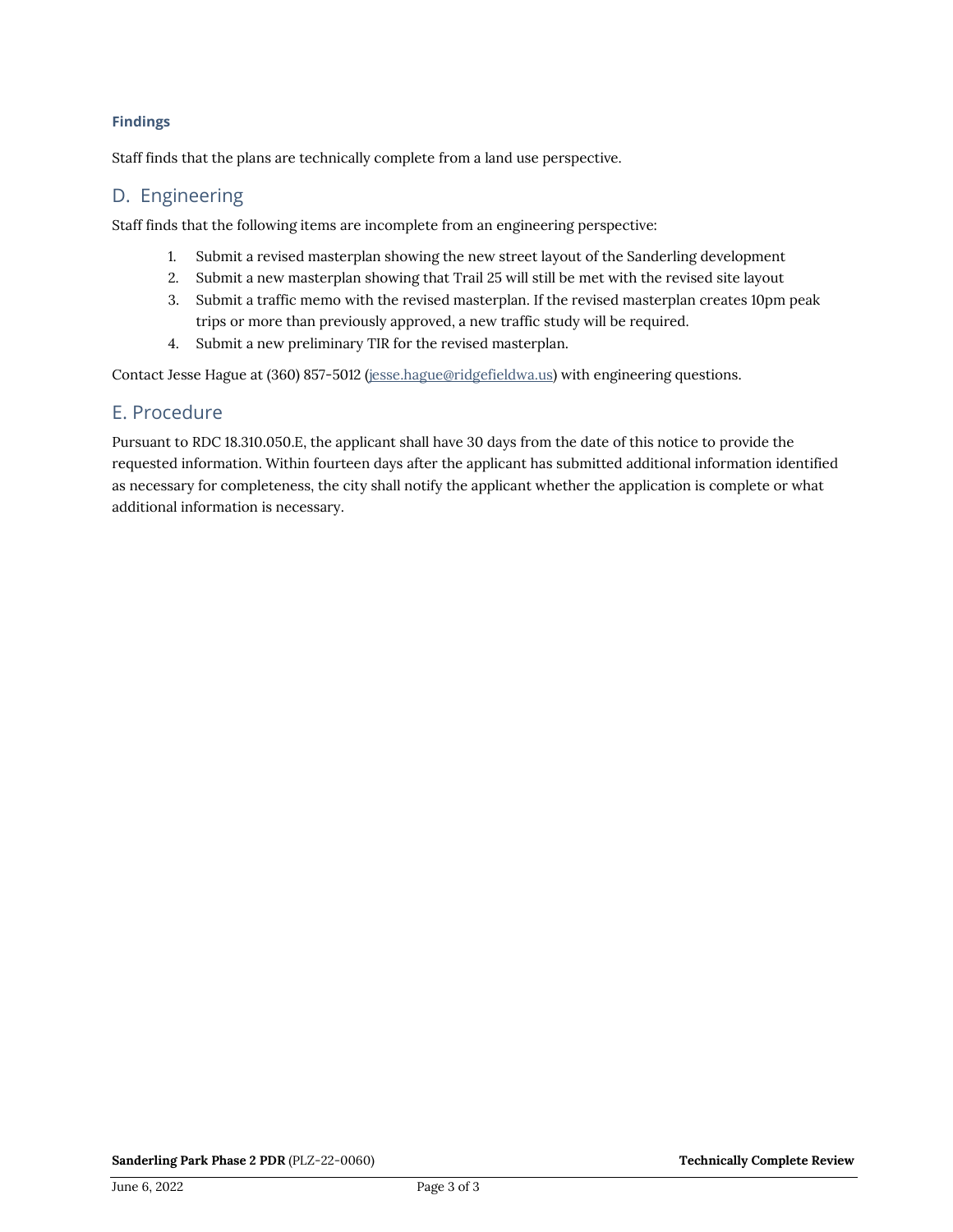#### Findings

Staff finds that the plans are technically complete from a land use perspective.

## D. Engineering

Staff finds that the following items are incomplete from an engineering perspective:

1. Submit a revised masterplan showing the new street layout of the Sanderling development
2. Submit a new masterplan showing that Trail 25 will still be met with the revised site layout
3. Submit a traffic memo with the revised masterplan. If the revised masterplan creates 10pm peak trips or more than previously approved, a new traffic study will be required.
4. Submit a new preliminary TIR for the revised masterplan.

Contact Jesse Hague at (360) 857-5012 (jesse.hague@ridgefieldwa.us) with engineering questions.

## E. Procedure

Pursuant to RDC 18.310.050.E, the applicant shall have 30 days from the date of this notice to provide the requested information. Within fourteen days after the applicant has submitted additional information identified as necessary for completeness, the city shall notify the applicant whether the application is complete or what additional information is necessary.